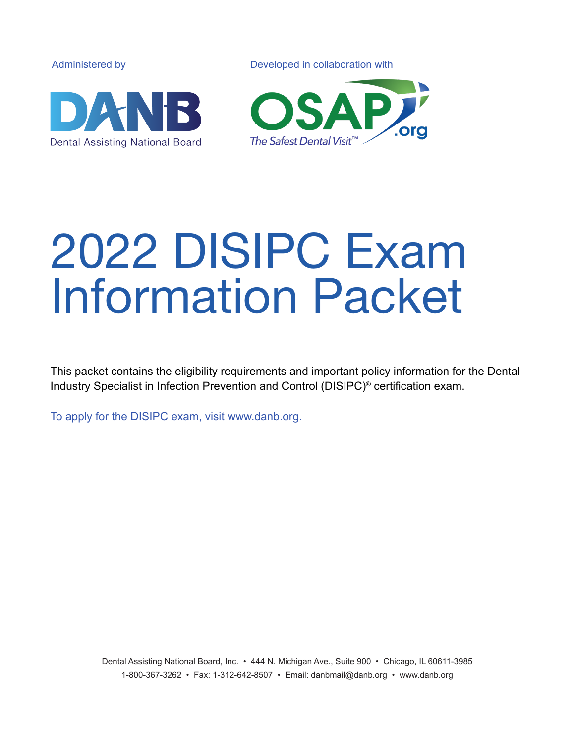Administered by

DANB

Dental Assisting National Board

Developed in collaboration with

OSAP.org

The Safest Dental Visit™

# 2022 DISIPC Exam Information Packet

This packet contains the eligibility requirements and important policy information for the Dental Industry Specialist in Infection Prevention and Control (DISIPC)® certification exam.

To apply for the DISIPC exam, visit www.danb.org.

Dental Assisting National Board, Inc. • 444 N. Michigan Ave., Suite 900 • Chicago, IL 60611-3985
1-800-367-3262 • Fax: 1-312-642-8507 • Email: danbmail@danb.org • www.danb.org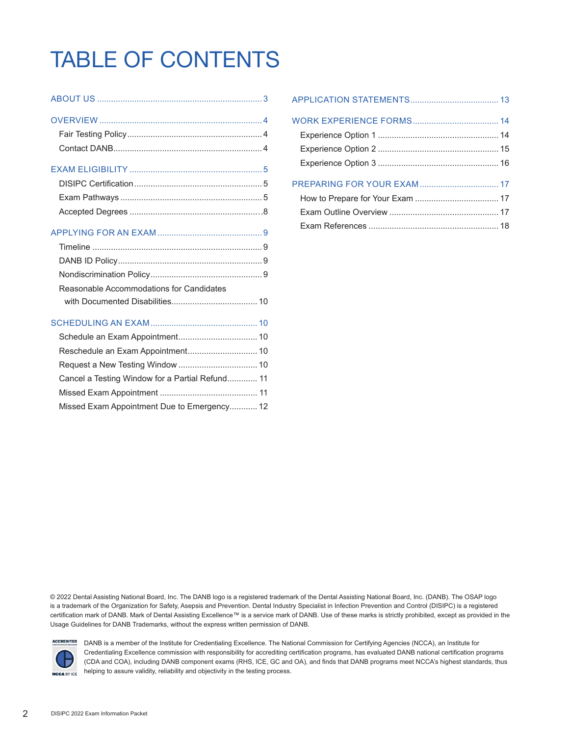# TABLE OF CONTENTS

ABOUT US .......... 3

OVERVIEW .......... 4
- Fair Testing Policy .......... 4
- Contact DANB .......... 4

EXAM ELIGIBILITY .......... 5
- DISIPC Certification .......... 5
- Exam Pathways .......... 5
- Accepted Degrees .......... 8

APPLYING FOR AN EXAM .......... 9
- Timeline .......... 9
- DANB ID Policy .......... 9
- Nondiscrimination Policy .......... 9
- Reasonable Accommodations for Candidates with Documented Disabilities .......... 10

SCHEDULING AN EXAM .......... 10
- Schedule an Exam Appointment .......... 10
- Reschedule an Exam Appointment .......... 10
- Request a New Testing Window .......... 10
- Cancel a Testing Window for a Partial Refund .......... 11
- Missed Exam Appointment .......... 11
- Missed Exam Appointment Due to Emergency .......... 12

APPLICATION STATEMENTS .......... 13

WORK EXPERIENCE FORMS .......... 14
- Experience Option 1 .......... 14
- Experience Option 2 .......... 15
- Experience Option 3 .......... 16

PREPARING FOR YOUR EXAM .......... 17
- How to Prepare for Your Exam .......... 17
- Exam Outline Overview .......... 17
- Exam References .......... 18

© 2022 Dental Assisting National Board, Inc. The DANB logo is a registered trademark of the Dental Assisting National Board, Inc. (DANB). The OSAP logo is a trademark of the Organization for Safety, Asepsis and Prevention. Dental Industry Specialist in Infection Prevention and Control (DISIPC) is a registered certification mark of DANB. Mark of Dental Assisting Excellence™ is a service mark of DANB. Use of these marks is strictly prohibited, except as provided in the Usage Guidelines for DANB Trademarks, without the express written permission of DANB.

DANB is a member of the Institute for Credentialing Excellence. The National Commission for Certifying Agencies (NCCA), an Institute for Credentialing Excellence commission with responsibility for accrediting certification programs, has evaluated DANB national certification programs (CDA and COA), including DANB component exams (RHS, ICE, GC and OA), and finds that DANB programs meet NCCA's highest standards, thus helping to assure validity, reliability and objectivity in the testing process.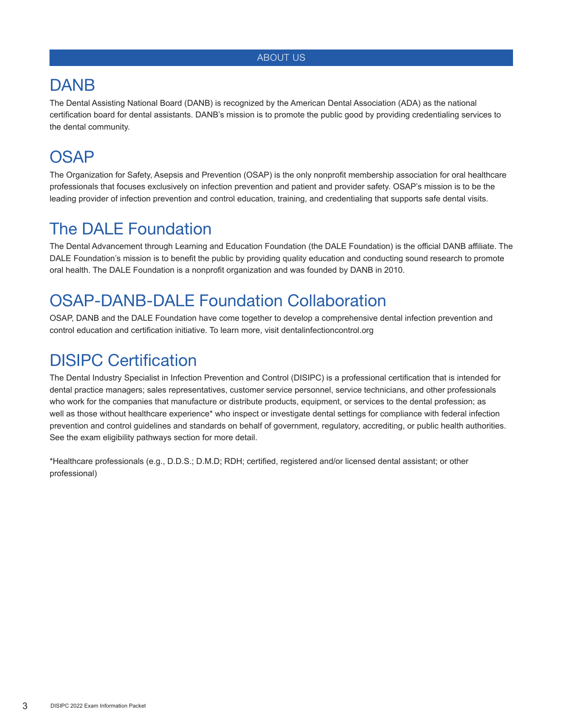## ABOUT US

# DANB

The Dental Assisting National Board (DANB) is recognized by the American Dental Association (ADA) as the national certification board for dental assistants. DANB's mission is to promote the public good by providing credentialing services to the dental community.

# OSAP

The Organization for Safety, Asepsis and Prevention (OSAP) is the only nonprofit membership association for oral healthcare professionals that focuses exclusively on infection prevention and patient and provider safety. OSAP's mission is to be the leading provider of infection prevention and control education, training, and credentialing that supports safe dental visits.

# The DALE Foundation

The Dental Advancement through Learning and Education Foundation (the DALE Foundation) is the official DANB affiliate. The DALE Foundation's mission is to benefit the public by providing quality education and conducting sound research to promote oral health. The DALE Foundation is a nonprofit organization and was founded by DANB in 2010.

# OSAP-DANB-DALE Foundation Collaboration

OSAP, DANB and the DALE Foundation have come together to develop a comprehensive dental infection prevention and control education and certification initiative. To learn more, visit dentalinfectioncontrol.org

# DISIPC Certification

The Dental Industry Specialist in Infection Prevention and Control (DISIPC) is a professional certification that is intended for dental practice managers; sales representatives, customer service personnel, service technicians, and other professionals who work for the companies that manufacture or distribute products, equipment, or services to the dental profession; as well as those without healthcare experience* who inspect or investigate dental settings for compliance with federal infection prevention and control guidelines and standards on behalf of government, regulatory, accrediting, or public health authorities. See the exam eligibility pathways section for more detail.

*Healthcare professionals (e.g., D.D.S.; D.M.D; RDH; certified, registered and/or licensed dental assistant; or other professional)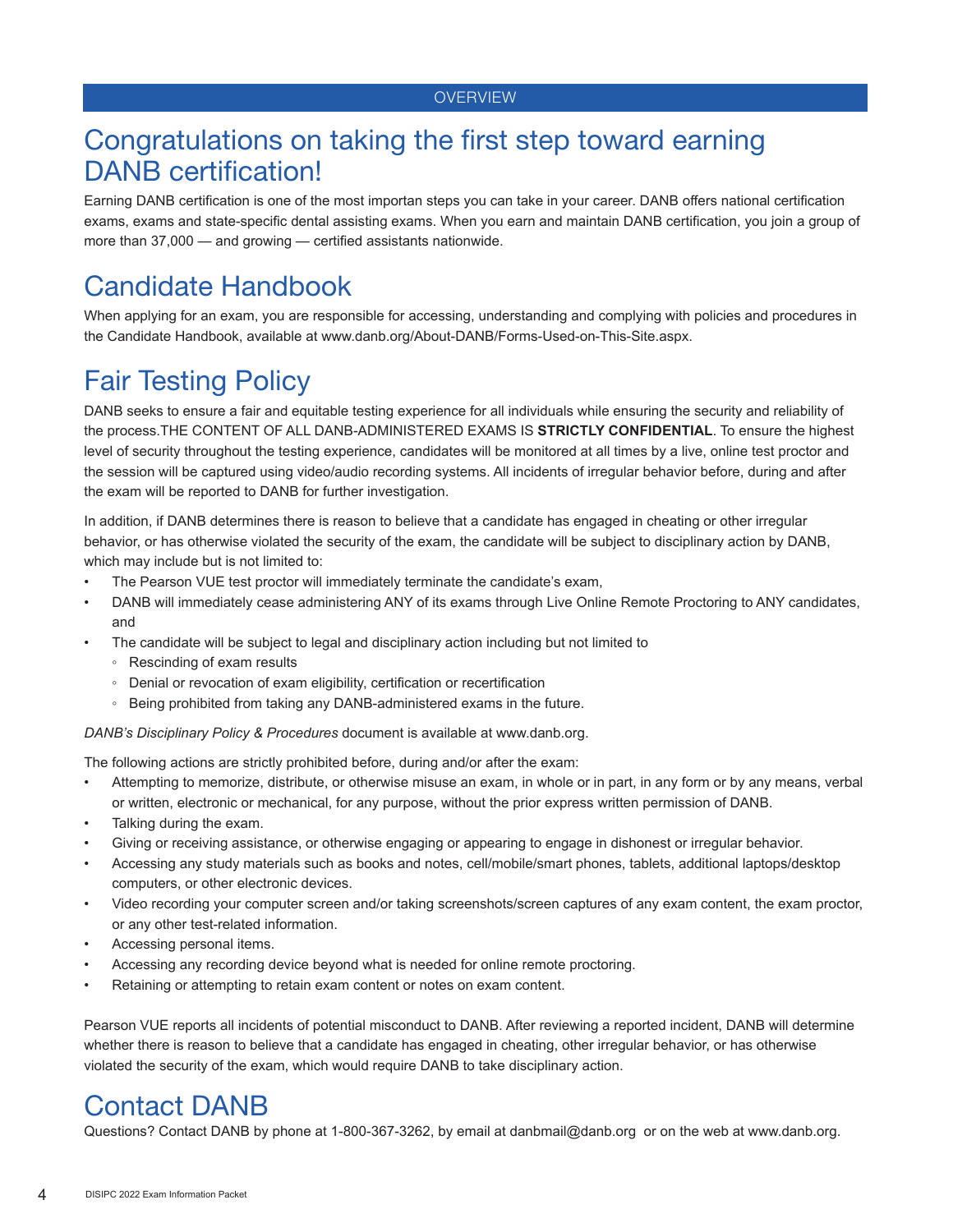OVERVIEW

# Congratulations on taking the first step toward earning DANB certification!

Earning DANB certification is one of the most importan steps you can take in your career. DANB offers national certification exams, exams and state-specific dental assisting exams. When you earn and maintain DANB certification, you join a group of more than 37,000 — and growing — certified assistants nationwide.

# Candidate Handbook

When applying for an exam, you are responsible for accessing, understanding and complying with policies and procedures in the Candidate Handbook, available at www.danb.org/About-DANB/Forms-Used-on-This-Site.aspx.

# Fair Testing Policy

DANB seeks to ensure a fair and equitable testing experience for all individuals while ensuring the security and reliability of the process.THE CONTENT OF ALL DANB-ADMINISTERED EXAMS IS **STRICTLY CONFIDENTIAL**. To ensure the highest level of security throughout the testing experience, candidates will be monitored at all times by a live, online test proctor and the session will be captured using video/audio recording systems. All incidents of irregular behavior before, during and after the exam will be reported to DANB for further investigation.

In addition, if DANB determines there is reason to believe that a candidate has engaged in cheating or other irregular behavior, or has otherwise violated the security of the exam, the candidate will be subject to disciplinary action by DANB, which may include but is not limited to:

- The Pearson VUE test proctor will immediately terminate the candidate's exam,
- DANB will immediately cease administering ANY of its exams through Live Online Remote Proctoring to ANY candidates, and
- The candidate will be subject to legal and disciplinary action including but not limited to
  - Rescinding of exam results
  - Denial or revocation of exam eligibility, certification or recertification
  - Being prohibited from taking any DANB-administered exams in the future.

*DANB's Disciplinary Policy & Procedures* document is available at www.danb.org.

The following actions are strictly prohibited before, during and/or after the exam:

- Attempting to memorize, distribute, or otherwise misuse an exam, in whole or in part, in any form or by any means, verbal or written, electronic or mechanical, for any purpose, without the prior express written permission of DANB.
- Talking during the exam.
- Giving or receiving assistance, or otherwise engaging or appearing to engage in dishonest or irregular behavior.
- Accessing any study materials such as books and notes, cell/mobile/smart phones, tablets, additional laptops/desktop computers, or other electronic devices.
- Video recording your computer screen and/or taking screenshots/screen captures of any exam content, the exam proctor, or any other test-related information.
- Accessing personal items.
- Accessing any recording device beyond what is needed for online remote proctoring.
- Retaining or attempting to retain exam content or notes on exam content.

Pearson VUE reports all incidents of potential misconduct to DANB. After reviewing a reported incident, DANB will determine whether there is reason to believe that a candidate has engaged in cheating, other irregular behavior, or has otherwise violated the security of the exam, which would require DANB to take disciplinary action.

# Contact DANB

Questions? Contact DANB by phone at 1-800-367-3262, by email at danbmail@danb.org or on the web at www.danb.org.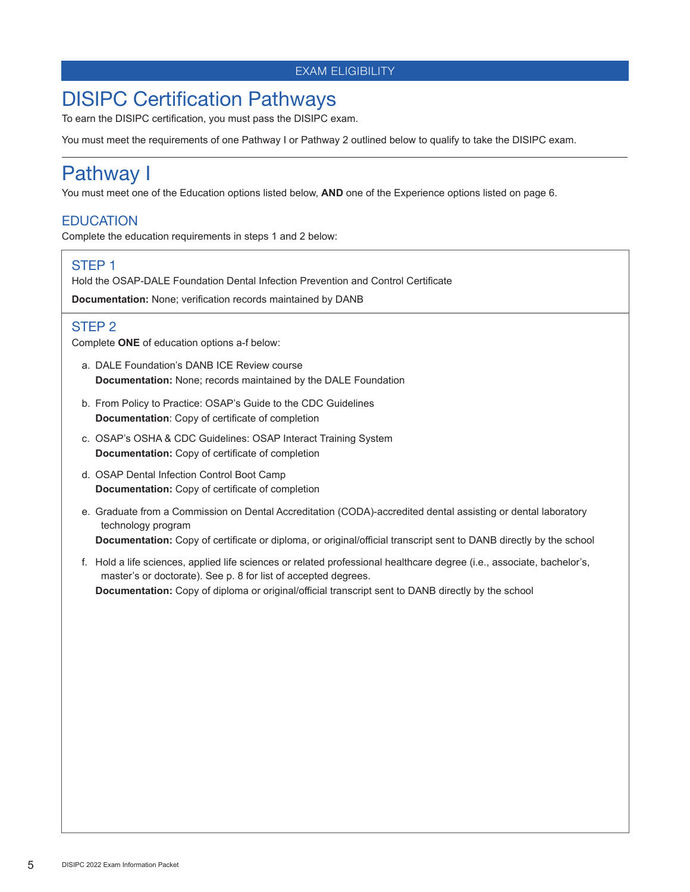EXAM ELIGIBILITY

# DISIPC Certification Pathways

To earn the DISIPC certification, you must pass the DISIPC exam.

You must meet the requirements of one Pathway I or Pathway 2 outlined below to qualify to take the DISIPC exam.

---

## Pathway I

You must meet one of the Education options listed below, **AND** one of the Experience options listed on page 6.

### EDUCATION

Complete the education requirements in steps 1 and 2 below:

#### STEP 1

Hold the OSAP-DALE Foundation Dental Infection Prevention and Control Certificate

**Documentation:** None; verification records maintained by DANB

#### STEP 2

Complete **ONE** of education options a-f below:

a. DALE Foundation's DANB ICE Review course
   **Documentation:** None; records maintained by the DALE Foundation

b. From Policy to Practice: OSAP's Guide to the CDC Guidelines
   **Documentation**: Copy of certificate of completion

c. OSAP's OSHA & CDC Guidelines: OSAP Interact Training System
   **Documentation:** Copy of certificate of completion

d. OSAP Dental Infection Control Boot Camp
   **Documentation:** Copy of certificate of completion

e. Graduate from a Commission on Dental Accreditation (CODA)-accredited dental assisting or dental laboratory technology program
   **Documentation:** Copy of certificate or diploma, or original/official transcript sent to DANB directly by the school

f. Hold a life sciences, applied life sciences or related professional healthcare degree (i.e., associate, bachelor's, master's or doctorate). See p. 8 for list of accepted degrees.
   **Documentation:** Copy of diploma or original/official transcript sent to DANB directly by the school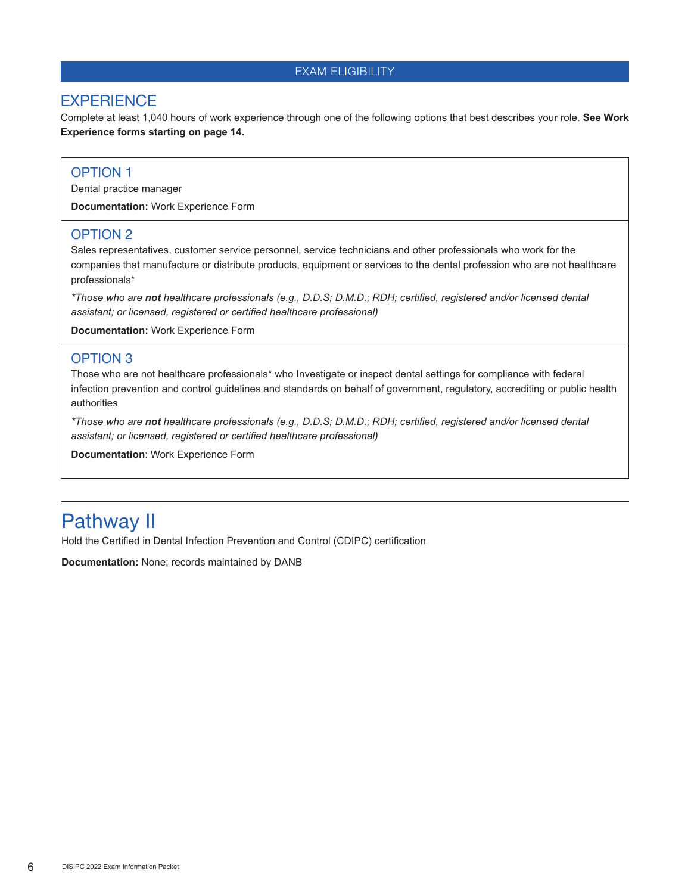## EXAM ELIGIBILITY

### EXPERIENCE

Complete at least 1,040 hours of work experience through one of the following options that best describes your role. **See Work Experience forms starting on page 14.**

#### OPTION 1

Dental practice manager

**Documentation:** Work Experience Form

#### OPTION 2

Sales representatives, customer service personnel, service technicians and other professionals who work for the companies that manufacture or distribute products, equipment or services to the dental profession who are not healthcare professionals*

**Those who are *not* healthcare professionals (e.g., D.D.S; D.M.D.; RDH; certified, registered and/or licensed dental assistant; or licensed, registered or certified healthcare professional)*

**Documentation:** Work Experience Form

#### OPTION 3

Those who are not healthcare professionals* who Investigate or inspect dental settings for compliance with federal infection prevention and control guidelines and standards on behalf of government, regulatory, accrediting or public health authorities

**Those who are *not* healthcare professionals (e.g., D.D.S; D.M.D.; RDH; certified, registered and/or licensed dental assistant; or licensed, registered or certified healthcare professional)*

**Documentation**: Work Experience Form

---

## Pathway II

Hold the Certified in Dental Infection Prevention and Control (CDIPC) certification

**Documentation:** None; records maintained by DANB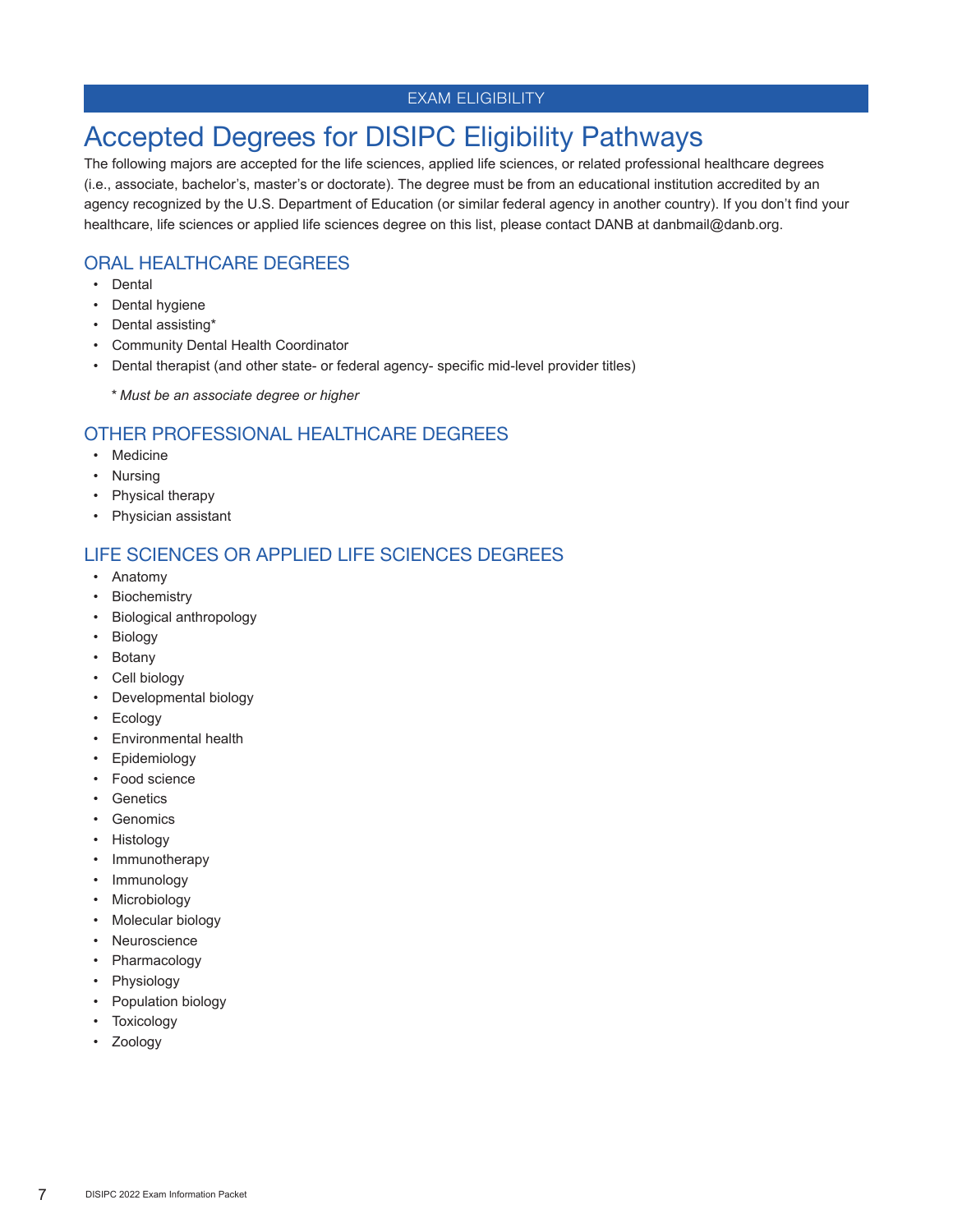EXAM ELIGIBILITY

# Accepted Degrees for DISIPC Eligibility Pathways

The following majors are accepted for the life sciences, applied life sciences, or related professional healthcare degrees (i.e., associate, bachelor's, master's or doctorate). The degree must be from an educational institution accredited by an agency recognized by the U.S. Department of Education (or similar federal agency in another country). If you don't find your healthcare, life sciences or applied life sciences degree on this list, please contact DANB at danbmail@danb.org.

## ORAL HEALTHCARE DEGREES

- Dental
- Dental hygiene
- Dental assisting*
- Community Dental Health Coordinator
- Dental therapist (and other state- or federal agency- specific mid-level provider titles)

*\* Must be an associate degree or higher*

## OTHER PROFESSIONAL HEALTHCARE DEGREES

- Medicine
- Nursing
- Physical therapy
- Physician assistant

## LIFE SCIENCES OR APPLIED LIFE SCIENCES DEGREES

- Anatomy
- Biochemistry
- Biological anthropology
- Biology
- Botany
- Cell biology
- Developmental biology
- Ecology
- Environmental health
- Epidemiology
- Food science
- Genetics
- Genomics
- Histology
- Immunotherapy
- Immunology
- Microbiology
- Molecular biology
- Neuroscience
- Pharmacology
- Physiology
- Population biology
- Toxicology
- Zoology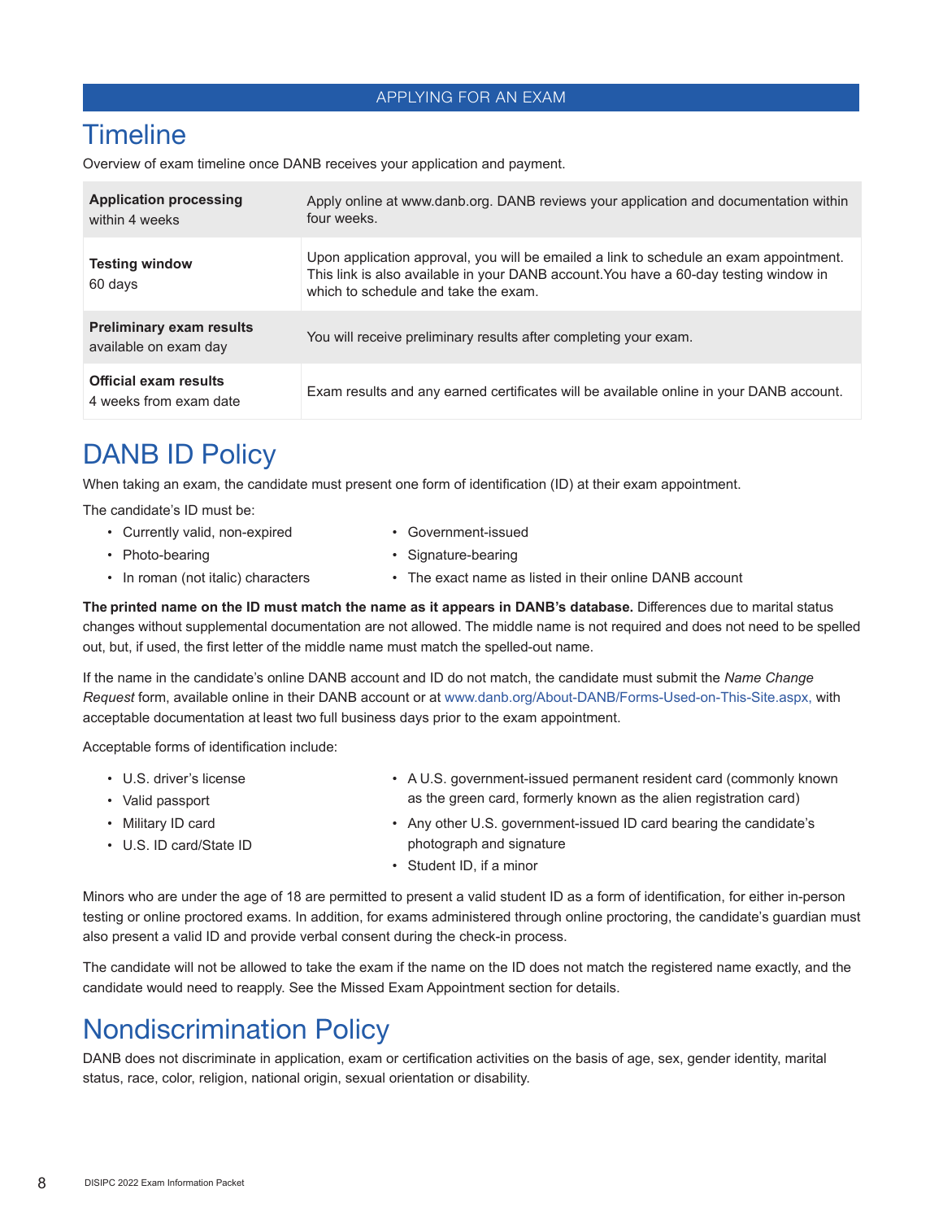## APPLYING FOR AN EXAM

# Timeline

Overview of exam timeline once DANB receives your application and payment.

| | |
|---|---|
| **Application processing** within 4 weeks | Apply online at www.danb.org. DANB reviews your application and documentation within four weeks. |
| **Testing window** 60 days | Upon application approval, you will be emailed a link to schedule an exam appointment. This link is also available in your DANB account.You have a 60-day testing window in which to schedule and take the exam. |
| **Preliminary exam results** available on exam day | You will receive preliminary results after completing your exam. |
| **Official exam results** 4 weeks from exam date | Exam results and any earned certificates will be available online in your DANB account. |

# DANB ID Policy

When taking an exam, the candidate must present one form of identification (ID) at their exam appointment.

The candidate's ID must be:

- Currently valid, non-expired
- Photo-bearing
- In roman (not italic) characters
- Government-issued
- Signature-bearing
- The exact name as listed in their online DANB account

**The printed name on the ID must match the name as it appears in DANB's database.** Differences due to marital status changes without supplemental documentation are not allowed. The middle name is not required and does not need to be spelled out, but, if used, the first letter of the middle name must match the spelled-out name.

If the name in the candidate's online DANB account and ID do not match, the candidate must submit the *Name Change Request* form, available online in their DANB account or at www.danb.org/About-DANB/Forms-Used-on-This-Site.aspx, with acceptable documentation at least two full business days prior to the exam appointment.

Acceptable forms of identification include:

- U.S. driver's license
- Valid passport
- Military ID card
- U.S. ID card/State ID
- A U.S. government-issued permanent resident card (commonly known as the green card, formerly known as the alien registration card)
- Any other U.S. government-issued ID card bearing the candidate's photograph and signature
- Student ID, if a minor

Minors who are under the age of 18 are permitted to present a valid student ID as a form of identification, for either in-person testing or online proctored exams. In addition, for exams administered through online proctoring, the candidate's guardian must also present a valid ID and provide verbal consent during the check-in process.

The candidate will not be allowed to take the exam if the name on the ID does not match the registered name exactly, and the candidate would need to reapply. See the Missed Exam Appointment section for details.

# Nondiscrimination Policy

DANB does not discriminate in application, exam or certification activities on the basis of age, sex, gender identity, marital status, race, color, religion, national origin, sexual orientation or disability.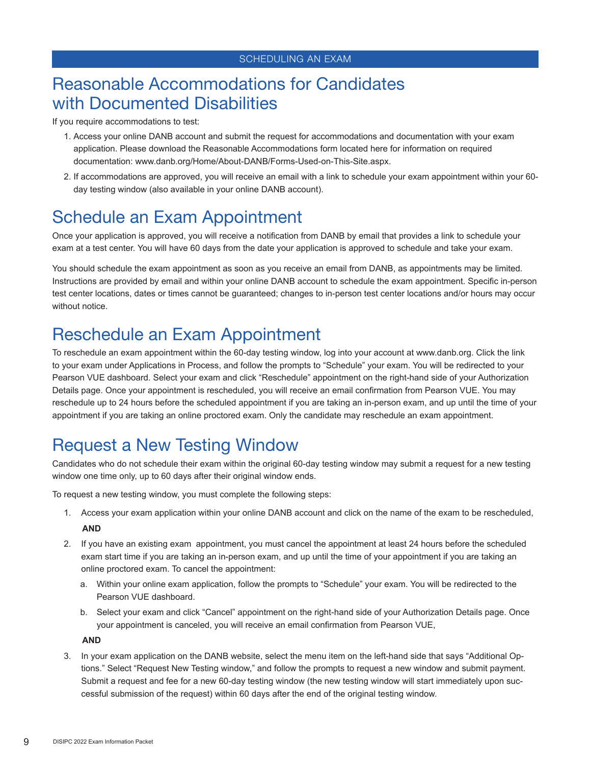SCHEDULING AN EXAM

## Reasonable Accommodations for Candidates with Documented Disabilities

If you require accommodations to test:

1. Access your online DANB account and submit the request for accommodations and documentation with your exam application. Please download the Reasonable Accommodations form located here for information on required documentation: www.danb.org/Home/About-DANB/Forms-Used-on-This-Site.aspx.
2. If accommodations are approved, you will receive an email with a link to schedule your exam appointment within your 60-day testing window (also available in your online DANB account).

## Schedule an Exam Appointment

Once your application is approved, you will receive a notification from DANB by email that provides a link to schedule your exam at a test center. You will have 60 days from the date your application is approved to schedule and take your exam.

You should schedule the exam appointment as soon as you receive an email from DANB, as appointments may be limited. Instructions are provided by email and within your online DANB account to schedule the exam appointment. Specific in-person test center locations, dates or times cannot be guaranteed; changes to in-person test center locations and/or hours may occur without notice.

## Reschedule an Exam Appointment

To reschedule an exam appointment within the 60-day testing window, log into your account at www.danb.org. Click the link to your exam under Applications in Process, and follow the prompts to "Schedule" your exam. You will be redirected to your Pearson VUE dashboard. Select your exam and click "Reschedule" appointment on the right-hand side of your Authorization Details page. Once your appointment is rescheduled, you will receive an email confirmation from Pearson VUE. You may reschedule up to 24 hours before the scheduled appointment if you are taking an in-person exam, and up until the time of your appointment if you are taking an online proctored exam. Only the candidate may reschedule an exam appointment.

## Request a New Testing Window

Candidates who do not schedule their exam within the original 60-day testing window may submit a request for a new testing window one time only, up to 60 days after their original window ends.

To request a new testing window, you must complete the following steps:

1. Access your exam application within your online DANB account and click on the name of the exam to be rescheduled,

   **AND**

2. If you have an existing exam appointment, you must cancel the appointment at least 24 hours before the scheduled exam start time if you are taking an in-person exam, and up until the time of your appointment if you are taking an online proctored exam. To cancel the appointment:
   a. Within your online exam application, follow the prompts to "Schedule" your exam. You will be redirected to the Pearson VUE dashboard.
   b. Select your exam and click "Cancel" appointment on the right-hand side of your Authorization Details page. Once your appointment is canceled, you will receive an email confirmation from Pearson VUE,

   **AND**

3. In your exam application on the DANB website, select the menu item on the left-hand side that says "Additional Options." Select "Request New Testing window," and follow the prompts to request a new window and submit payment. Submit a request and fee for a new 60-day testing window (the new testing window will start immediately upon successful submission of the request) within 60 days after the end of the original testing window.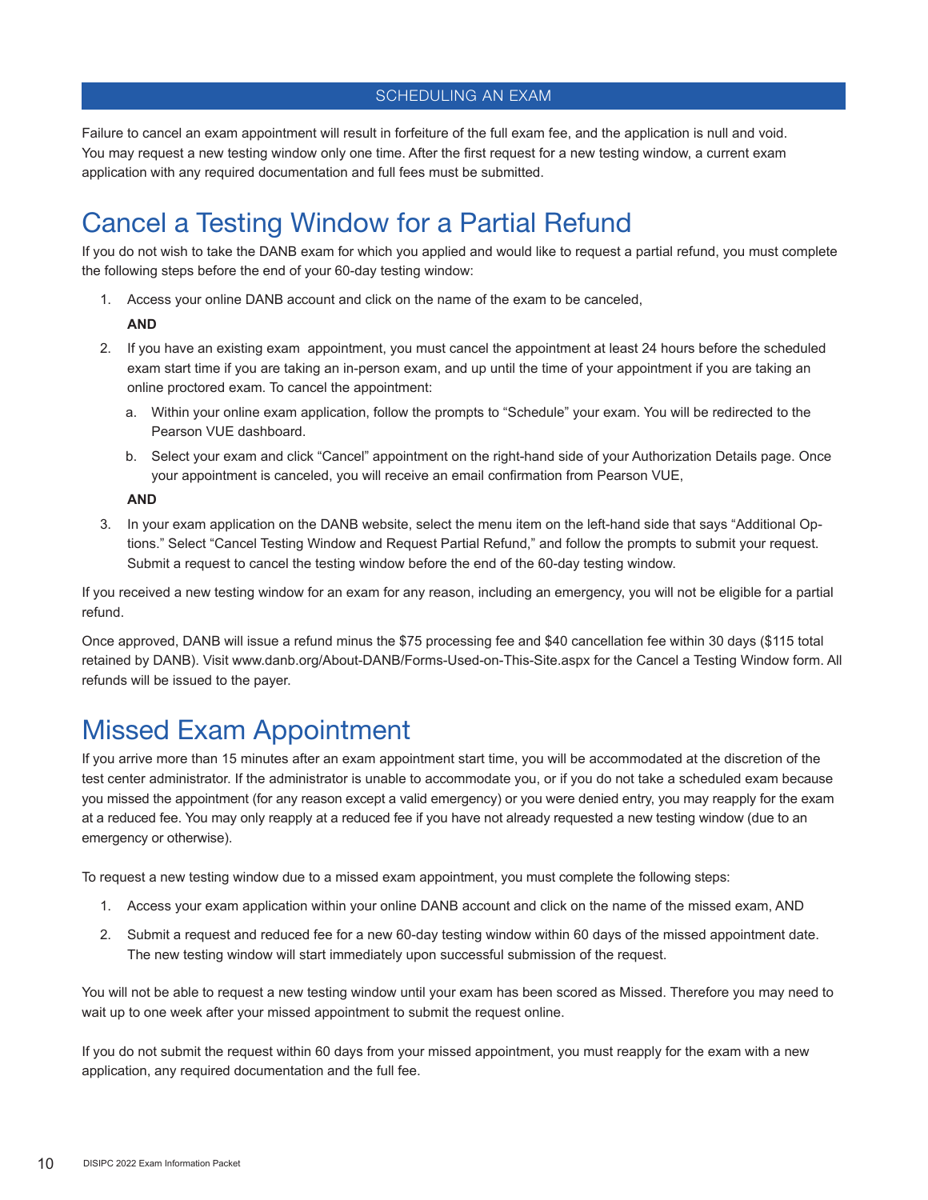## SCHEDULING AN EXAM

Failure to cancel an exam appointment will result in forfeiture of the full exam fee, and the application is null and void. You may request a new testing window only one time. After the first request for a new testing window, a current exam application with any required documentation and full fees must be submitted.

# Cancel a Testing Window for a Partial Refund

If you do not wish to take the DANB exam for which you applied and would like to request a partial refund, you must complete the following steps before the end of your 60-day testing window:

1. Access your online DANB account and click on the name of the exam to be canceled,

   **AND**

2. If you have an existing exam appointment, you must cancel the appointment at least 24 hours before the scheduled exam start time if you are taking an in-person exam, and up until the time of your appointment if you are taking an online proctored exam. To cancel the appointment:

   a. Within your online exam application, follow the prompts to "Schedule" your exam. You will be redirected to the Pearson VUE dashboard.

   b. Select your exam and click "Cancel" appointment on the right-hand side of your Authorization Details page. Once your appointment is canceled, you will receive an email confirmation from Pearson VUE,

   **AND**

3. In your exam application on the DANB website, select the menu item on the left-hand side that says "Additional Options." Select "Cancel Testing Window and Request Partial Refund," and follow the prompts to submit your request. Submit a request to cancel the testing window before the end of the 60-day testing window.

If you received a new testing window for an exam for any reason, including an emergency, you will not be eligible for a partial refund.

Once approved, DANB will issue a refund minus the $75 processing fee and $40 cancellation fee within 30 days ($115 total retained by DANB). Visit www.danb.org/About-DANB/Forms-Used-on-This-Site.aspx for the Cancel a Testing Window form. All refunds will be issued to the payer.

# Missed Exam Appointment

If you arrive more than 15 minutes after an exam appointment start time, you will be accommodated at the discretion of the test center administrator. If the administrator is unable to accommodate you, or if you do not take a scheduled exam because you missed the appointment (for any reason except a valid emergency) or you were denied entry, you may reapply for the exam at a reduced fee. You may only reapply at a reduced fee if you have not already requested a new testing window (due to an emergency or otherwise).

To request a new testing window due to a missed exam appointment, you must complete the following steps:

1. Access your exam application within your online DANB account and click on the name of the missed exam, AND
2. Submit a request and reduced fee for a new 60-day testing window within 60 days of the missed appointment date. The new testing window will start immediately upon successful submission of the request.

You will not be able to request a new testing window until your exam has been scored as Missed. Therefore you may need to wait up to one week after your missed appointment to submit the request online.

If you do not submit the request within 60 days from your missed appointment, you must reapply for the exam with a new application, any required documentation and the full fee.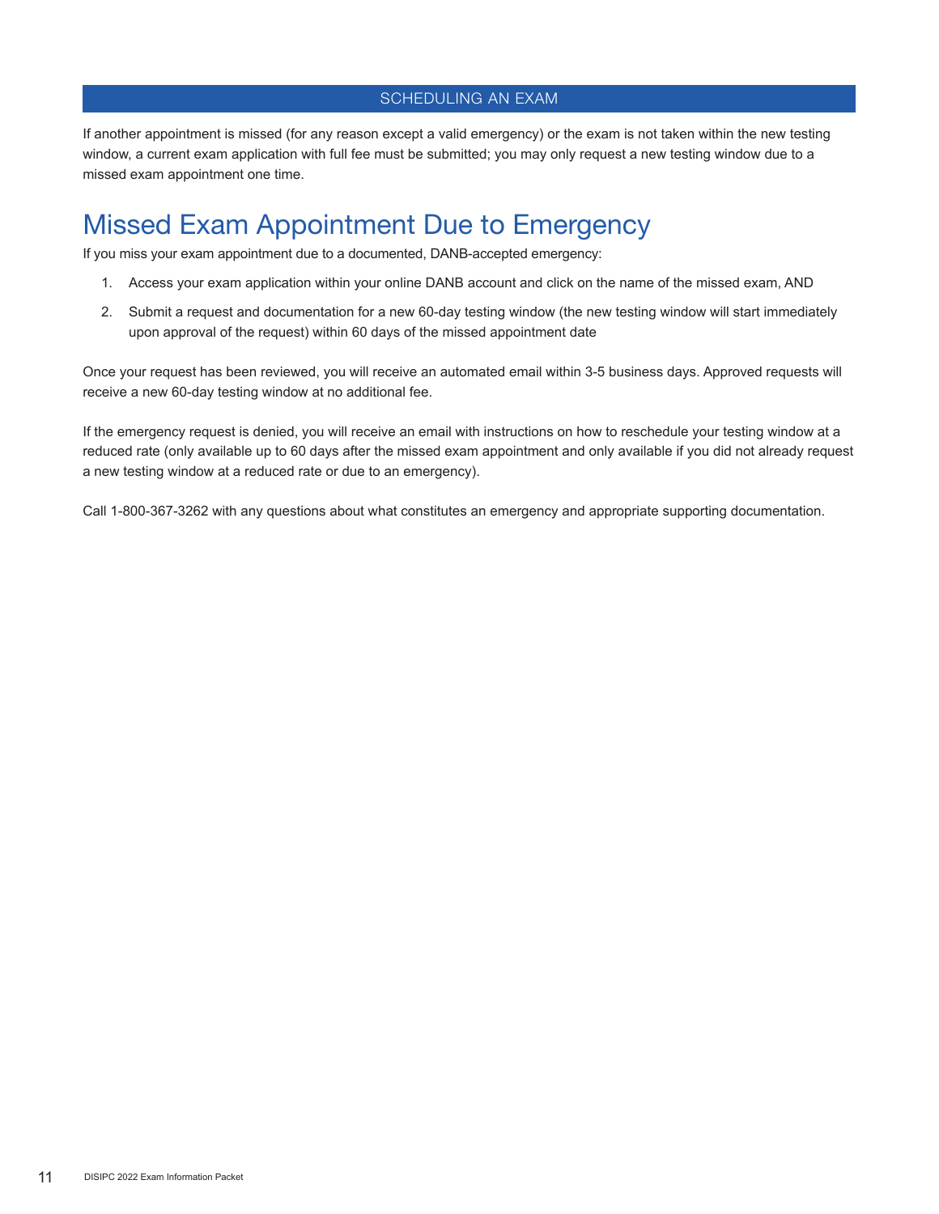## SCHEDULING AN EXAM

If another appointment is missed (for any reason except a valid emergency) or the exam is not taken within the new testing window, a current exam application with full fee must be submitted; you may only request a new testing window due to a missed exam appointment one time.

# Missed Exam Appointment Due to Emergency

If you miss your exam appointment due to a documented, DANB-accepted emergency:

1. Access your exam application within your online DANB account and click on the name of the missed exam, AND
2. Submit a request and documentation for a new 60-day testing window (the new testing window will start immediately upon approval of the request) within 60 days of the missed appointment date

Once your request has been reviewed, you will receive an automated email within 3-5 business days. Approved requests will receive a new 60-day testing window at no additional fee.

If the emergency request is denied, you will receive an email with instructions on how to reschedule your testing window at a reduced rate (only available up to 60 days after the missed exam appointment and only available if you did not already request a new testing window at a reduced rate or due to an emergency).

Call 1-800-367-3262 with any questions about what constitutes an emergency and appropriate supporting documentation.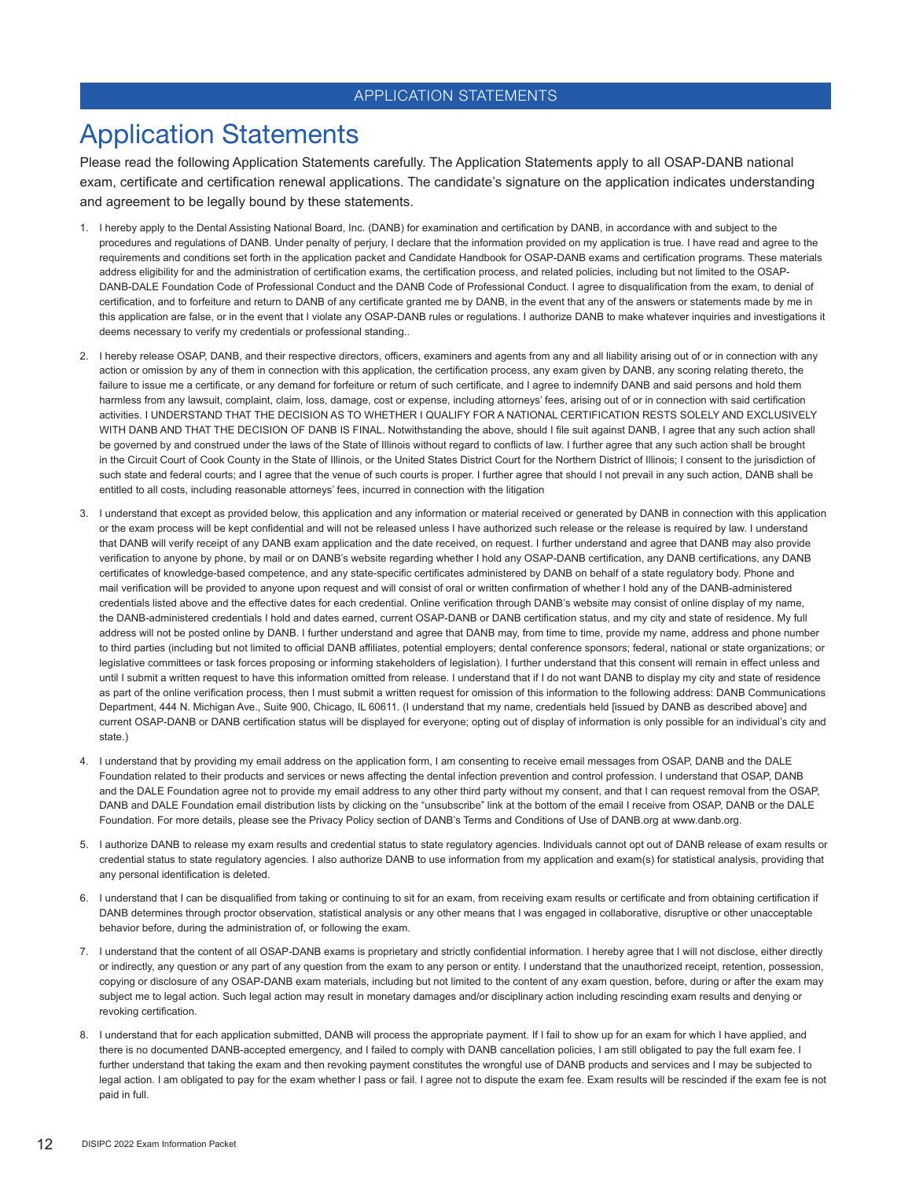# Application Statements

Please read the following Application Statements carefully. The Application Statements apply to all OSAP-DANB national exam, certificate and certification renewal applications. The candidate's signature on the application indicates understanding and agreement to be legally bound by these statements.

1. I hereby apply to the Dental Assisting National Board, Inc. (DANB) for examination and certification by DANB, in accordance with and subject to the procedures and regulations of DANB. Under penalty of perjury, I declare that the information provided on my application is true. I have read and agree to the requirements and conditions set forth in the application packet and Candidate Handbook for OSAP-DANB exams and certification programs. These materials address eligibility for and the administration of certification exams, the certification process, and related policies, including but not limited to the OSAP-DANB-DALE Foundation Code of Professional Conduct and the DANB Code of Professional Conduct. I agree to disqualification from the exam, to denial of certification, and to forfeiture and return to DANB of any certificate granted me by DANB, in the event that any of the answers or statements made by me in this application are false, or in the event that I violate any OSAP-DANB rules or regulations. I authorize DANB to make whatever inquiries and investigations it deems necessary to verify my credentials or professional standing..

2. I hereby release OSAP, DANB, and their respective directors, officers, examiners and agents from any and all liability arising out of or in connection with any action or omission by any of them in connection with this application, the certification process, any exam given by DANB, any scoring relating thereto, the failure to issue me a certificate, or any demand for forfeiture or return of such certificate, and I agree to indemnify DANB and said persons and hold them harmless from any lawsuit, complaint, claim, loss, damage, cost or expense, including attorneys' fees, arising out of or in connection with said certification activities. I UNDERSTAND THAT THE DECISION AS TO WHETHER I QUALIFY FOR A NATIONAL CERTIFICATION RESTS SOLELY AND EXCLUSIVELY WITH DANB AND THAT THE DECISION OF DANB IS FINAL. Notwithstanding the above, should I file suit against DANB, I agree that any such action shall be governed by and construed under the laws of the State of Illinois without regard to conflicts of law. I further agree that any such action shall be brought in the Circuit Court of Cook County in the State of Illinois, or the United States District Court for the Northern District of Illinois; I consent to the jurisdiction of such state and federal courts; and I agree that the venue of such courts is proper. I further agree that should I not prevail in any such action, DANB shall be entitled to all costs, including reasonable attorneys' fees, incurred in connection with the litigation

3. I understand that except as provided below, this application and any information or material received or generated by DANB in connection with this application or the exam process will be kept confidential and will not be released unless I have authorized such release or the release is required by law. I understand that DANB will verify receipt of any DANB exam application and the date received, on request. I further understand and agree that DANB may also provide verification to anyone by phone, by mail or on DANB's website regarding whether I hold any OSAP-DANB certification, any DANB certifications, any DANB certificates of knowledge-based competence, and any state-specific certificates administered by DANB on behalf of a state regulatory body. Phone and mail verification will be provided to anyone upon request and will consist of oral or written confirmation of whether I hold any of the DANB-administered credentials listed above and the effective dates for each credential. Online verification through DANB's website may consist of online display of my name, the DANB-administered credentials I hold and dates earned, current OSAP-DANB or DANB certification status, and my city and state of residence. My full address will not be posted online by DANB. I further understand and agree that DANB may, from time to time, provide my name, address and phone number to third parties (including but not limited to official DANB affiliates, potential employers; dental conference sponsors; federal, national or state organizations; or legislative committees or task forces proposing or informing stakeholders of legislation). I further understand that this consent will remain in effect unless and until I submit a written request to have this information omitted from release. I understand that if I do not want DANB to display my city and state of residence as part of the online verification process, then I must submit a written request for omission of this information to the following address: DANB Communications Department, 444 N. Michigan Ave., Suite 900, Chicago, IL 60611. (I understand that my name, credentials held [issued by DANB as described above] and current OSAP-DANB or DANB certification status will be displayed for everyone; opting out of display of information is only possible for an individual's city and state.)

4. I understand that by providing my email address on the application form, I am consenting to receive email messages from OSAP, DANB and the DALE Foundation related to their products and services or news affecting the dental infection prevention and control profession. I understand that OSAP, DANB and the DALE Foundation agree not to provide my email address to any other third party without my consent, and that I can request removal from the OSAP, DANB and DALE Foundation email distribution lists by clicking on the "unsubscribe" link at the bottom of the email I receive from OSAP, DANB or the DALE Foundation. For more details, please see the Privacy Policy section of DANB's Terms and Conditions of Use of DANB.org at www.danb.org.

5. I authorize DANB to release my exam results and credential status to state regulatory agencies. Individuals cannot opt out of DANB release of exam results or credential status to state regulatory agencies. I also authorize DANB to use information from my application and exam(s) for statistical analysis, providing that any personal identification is deleted.

6. I understand that I can be disqualified from taking or continuing to sit for an exam, from receiving exam results or certificate and from obtaining certification if DANB determines through proctor observation, statistical analysis or any other means that I was engaged in collaborative, disruptive or other unacceptable behavior before, during the administration of, or following the exam.

7. I understand that the content of all OSAP-DANB exams is proprietary and strictly confidential information. I hereby agree that I will not disclose, either directly or indirectly, any question or any part of any question from the exam to any person or entity. I understand that the unauthorized receipt, retention, possession, copying or disclosure of any OSAP-DANB exam materials, including but not limited to the content of any exam question, before, during or after the exam may subject me to legal action. Such legal action may result in monetary damages and/or disciplinary action including rescinding exam results and denying or revoking certification.

8. I understand that for each application submitted, DANB will process the appropriate payment. If I fail to show up for an exam for which I have applied, and there is no documented DANB-accepted emergency, and I failed to comply with DANB cancellation policies, I am still obligated to pay the full exam fee. I further understand that taking the exam and then revoking payment constitutes the wrongful use of DANB products and services and I may be subjected to legal action. I am obligated to pay for the exam whether I pass or fail. I agree not to dispute the exam fee. Exam results will be rescinded if the exam fee is not paid in full.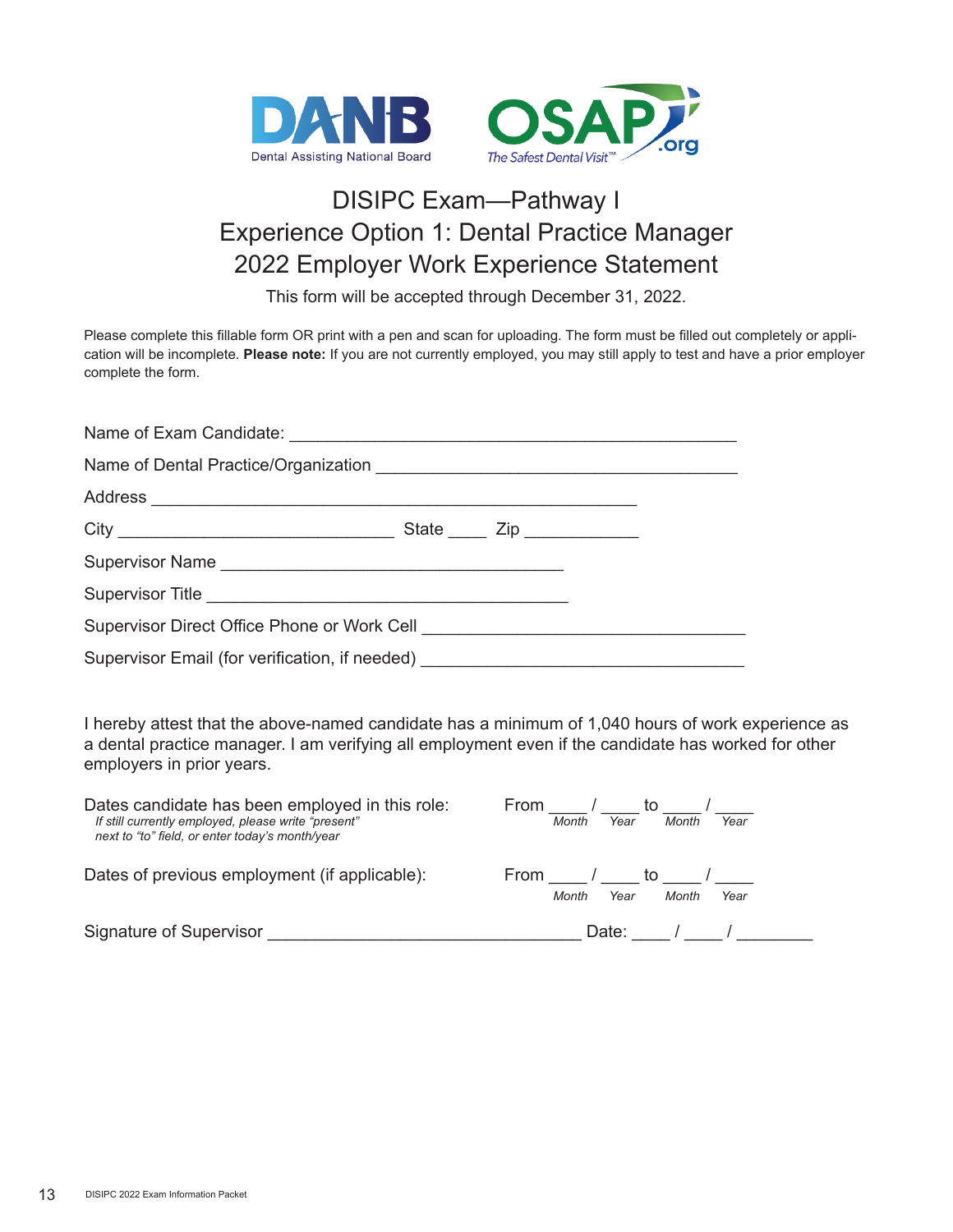# DISIPC Exam—Pathway I
# Experience Option 1: Dental Practice Manager
# 2022 Employer Work Experience Statement

This form will be accepted through December 31, 2022.

Please complete this fillable form OR print with a pen and scan for uploading. The form must be filled out completely or application will be incomplete. **Please note:** If you are not currently employed, you may still apply to test and have a prior employer complete the form.

Name of Exam Candidate: ______________________________________________

Name of Dental Practice/Organization ______________________________________

Address ______________________________________________________

City ____________________________ State ____ Zip ___________

Supervisor Name __________________________________

Supervisor Title ___________________________________

Supervisor Direct Office Phone or Work Cell ______________________________

Supervisor Email (for verification, if needed) ______________________________

I hereby attest that the above-named candidate has a minimum of 1,040 hours of work experience as a dental practice manager. I am verifying all employment even if the candidate has worked for other employers in prior years.

Dates candidate has been employed in this role: From ____ / ____ to ____ / ____
*If still currently employed, please write "present" next to "to" field, or enter today's month/year*
*Month Year Month Year*

Dates of previous employment (if applicable): From ____ / ____ to ____ / ____
*Month Year Month Year*

Signature of Supervisor ________________________________ Date: ____ / ____ / ________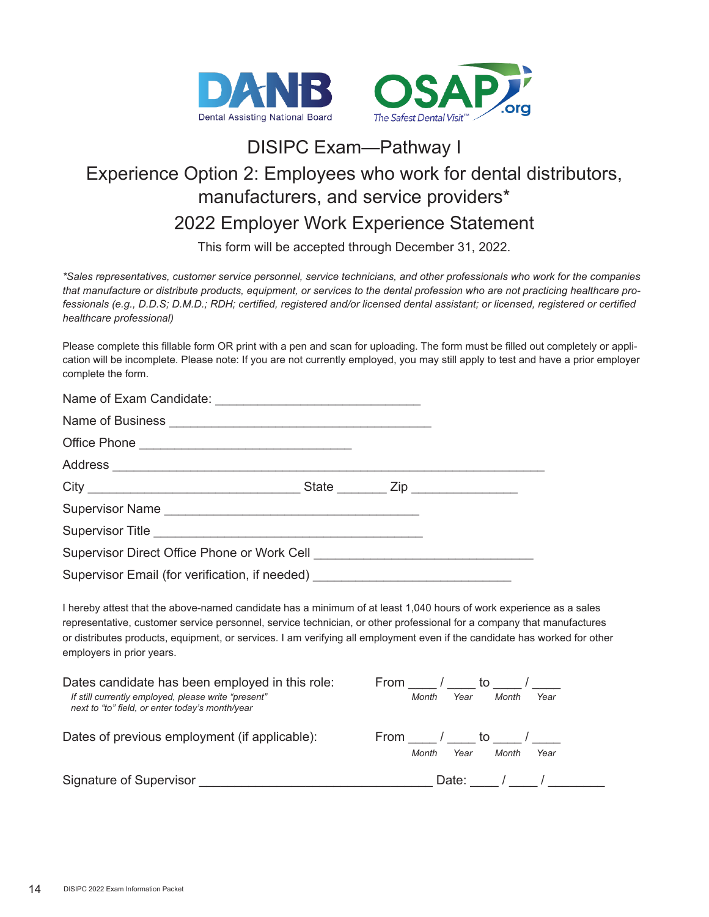DANB Dental Assisting National Board    OSAP.org The Safest Dental Visit™

# DISIPC Exam—Pathway I

## Experience Option 2: Employees who work for dental distributors, manufacturers, and service providers*

## 2022 Employer Work Experience Statement

This form will be accepted through December 31, 2022.

*\*Sales representatives, customer service personnel, service technicians, and other professionals who work for the companies that manufacture or distribute products, equipment, or services to the dental profession who are not practicing healthcare professionals (e.g., D.D.S; D.M.D.; RDH; certified, registered and/or licensed dental assistant; or licensed, registered or certified healthcare professional)*

Please complete this fillable form OR print with a pen and scan for uploading. The form must be filled out completely or application will be incomplete. Please note: If you are not currently employed, you may still apply to test and have a prior employer complete the form.

Name of Exam Candidate: ______________________________

Name of Business ______________________________________

Office Phone _______________________________

Address ______________________________________________________________

City ______________________________ State _______ Zip _______________

Supervisor Name _____________________________________

Supervisor Title ______________________________________

Supervisor Direct Office Phone or Work Cell _______________________________

Supervisor Email (for verification, if needed) ____________________________

I hereby attest that the above-named candidate has a minimum of at least 1,040 hours of work experience as a sales representative, customer service personnel, service technician, or other professional for a company that manufactures or distributes products, equipment, or services. I am verifying all employment even if the candidate has worked for other employers in prior years.

Dates candidate has been employed in this role: From ____ / ____ to ____ / ____
(Month / Year to Month / Year)

*If still currently employed, please write "present" next to "to" field, or enter today's month/year*

Dates of previous employment (if applicable): From ____ / ____ to ____ / ____
(Month / Year to Month / Year)

Signature of Supervisor _________________________________ Date: ____ / ____ / ________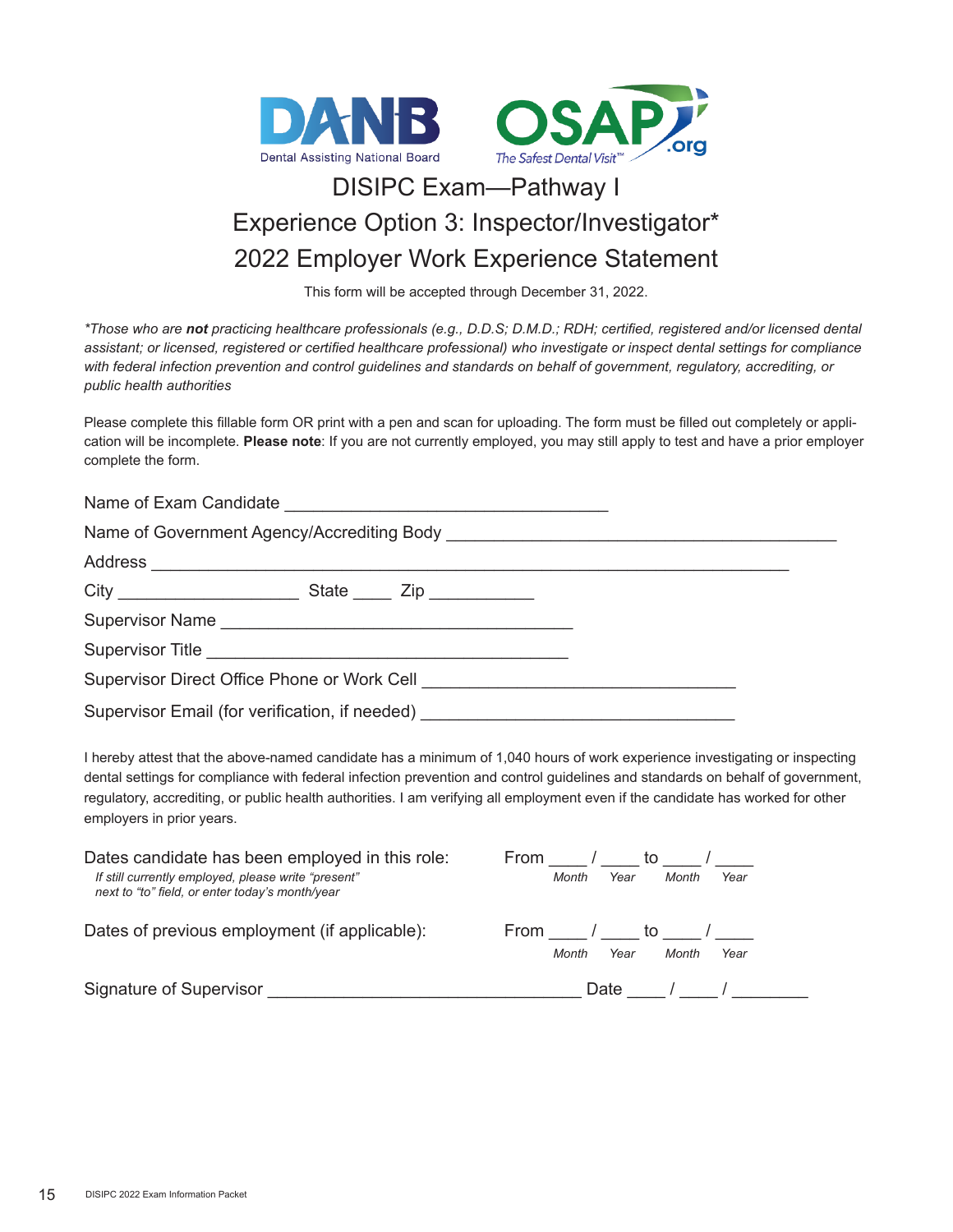# DISIPC Exam—Pathway I

## Experience Option 3: Inspector/Investigator*

## 2022 Employer Work Experience Statement

This form will be accepted through December 31, 2022.

**Those who are* ***not*** *practicing healthcare professionals (e.g., D.D.S; D.M.D.; RDH; certified, registered and/or licensed dental assistant; or licensed, registered or certified healthcare professional) who investigate or inspect dental settings for compliance with federal infection prevention and control guidelines and standards on behalf of government, regulatory, accrediting, or public health authorities*

Please complete this fillable form OR print with a pen and scan for uploading. The form must be filled out completely or application will be incomplete. **Please note**: If you are not currently employed, you may still apply to test and have a prior employer complete the form.

Name of Exam Candidate ________________________________

Name of Government Agency/Accrediting Body ________________________________________

Address ________________________________________________________________

City __________________ State ____ Zip __________

Supervisor Name ____________________________________

Supervisor Title _____________________________________

Supervisor Direct Office Phone or Work Cell ________________________________

Supervisor Email (for verification, if needed) ________________________________

I hereby attest that the above-named candidate has a minimum of 1,040 hours of work experience investigating or inspecting dental settings for compliance with federal infection prevention and control guidelines and standards on behalf of government, regulatory, accrediting, or public health authorities. I am verifying all employment even if the candidate has worked for other employers in prior years.

Dates candidate has been employed in this role: From ____ / ____ to ____ / ____
*Month Year Month Year*

*If still currently employed, please write "present" next to "to" field, or enter today's month/year*

Dates of previous employment (if applicable): From ____ / ____ to ____ / ____
*Month Year Month Year*

Signature of Supervisor ________________________________ Date ____ / ____ / ________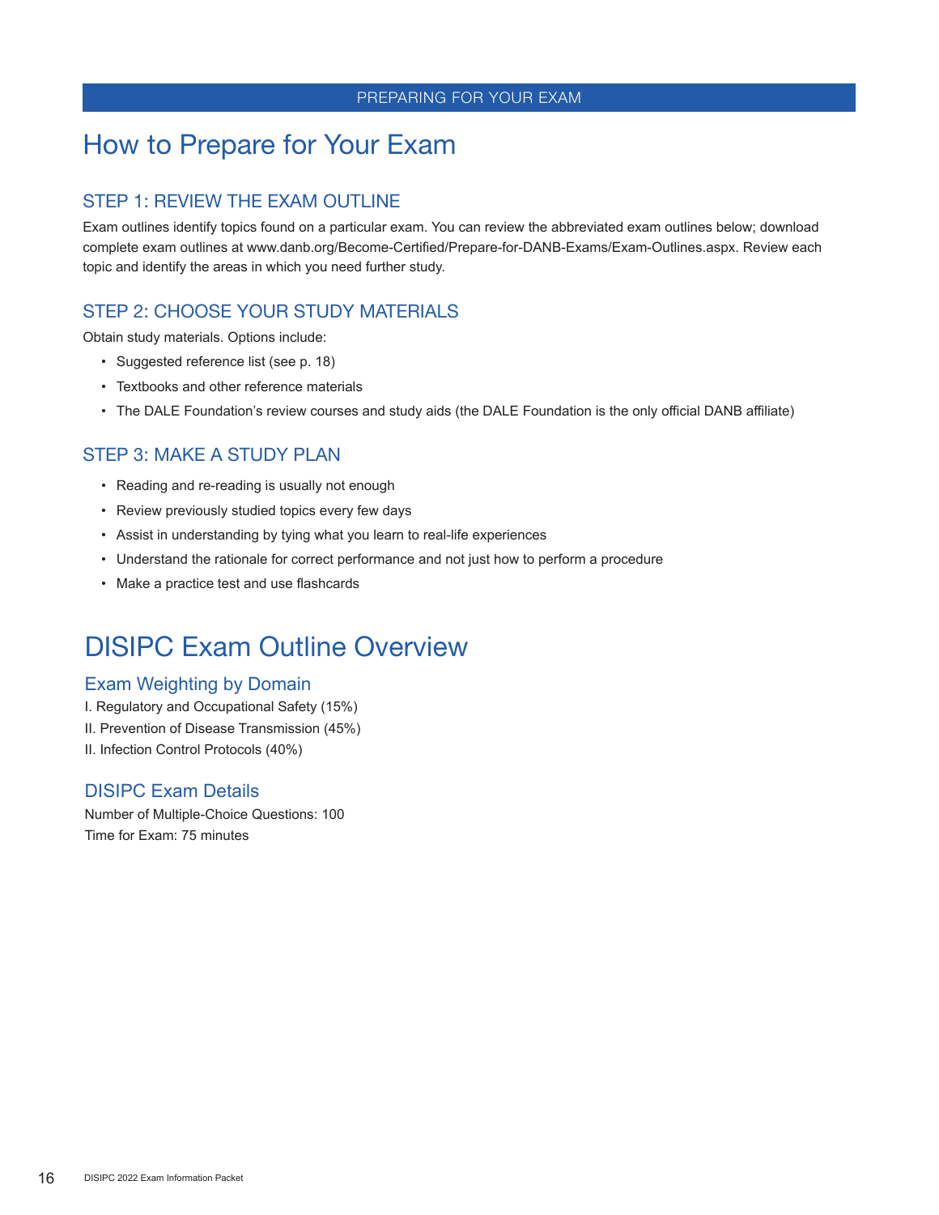# How to Prepare for Your Exam

## STEP 1: REVIEW THE EXAM OUTLINE

Exam outlines identify topics found on a particular exam. You can review the abbreviated exam outlines below; download complete exam outlines at www.danb.org/Become-Certified/Prepare-for-DANB-Exams/Exam-Outlines.aspx. Review each topic and identify the areas in which you need further study.

## STEP 2: CHOOSE YOUR STUDY MATERIALS

Obtain study materials. Options include:

- Suggested reference list (see p. 18)
- Textbooks and other reference materials
- The DALE Foundation's review courses and study aids (the DALE Foundation is the only official DANB affiliate)

## STEP 3: MAKE A STUDY PLAN

- Reading and re-reading is usually not enough
- Review previously studied topics every few days
- Assist in understanding by tying what you learn to real-life experiences
- Understand the rationale for correct performance and not just how to perform a procedure
- Make a practice test and use flashcards

# DISIPC Exam Outline Overview

## Exam Weighting by Domain

I. Regulatory and Occupational Safety (15%)
II. Prevention of Disease Transmission (45%)
II. Infection Control Protocols (40%)

## DISIPC Exam Details

Number of Multiple-Choice Questions: 100
Time for Exam: 75 minutes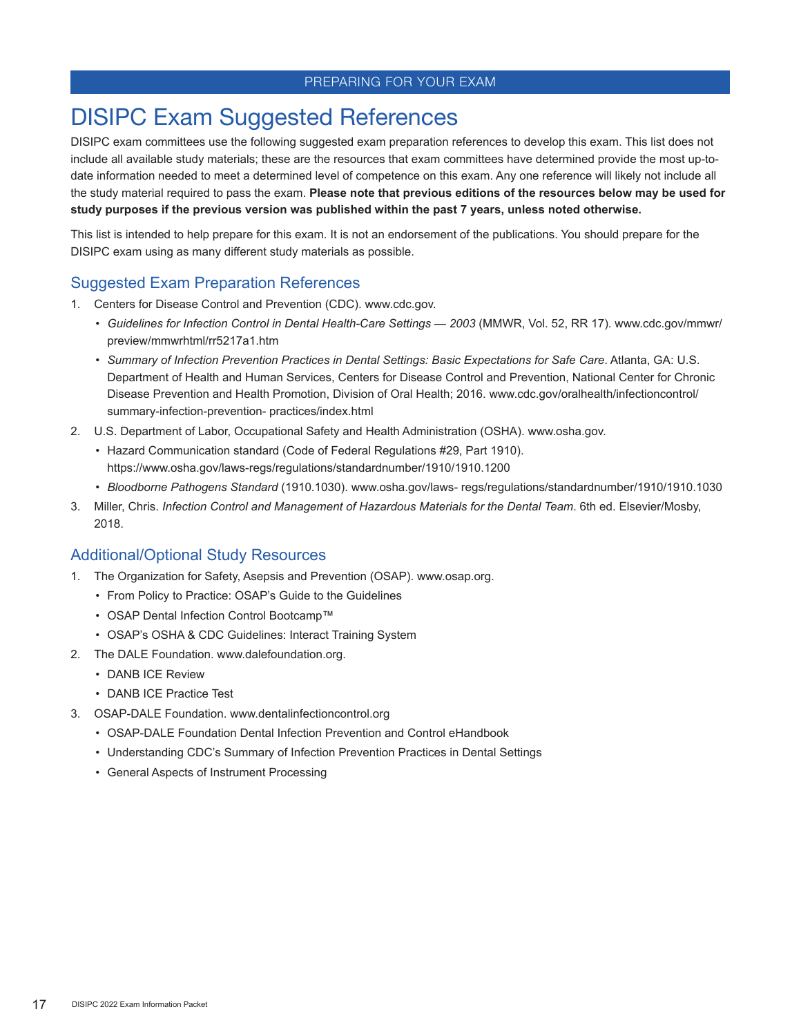PREPARING FOR YOUR EXAM

# DISIPC Exam Suggested References

DISIPC exam committees use the following suggested exam preparation references to develop this exam. This list does not include all available study materials; these are the resources that exam committees have determined provide the most up-to-date information needed to meet a determined level of competence on this exam. Any one reference will likely not include all the study material required to pass the exam. **Please note that previous editions of the resources below may be used for study purposes if the previous version was published within the past 7 years, unless noted otherwise.**

This list is intended to help prepare for this exam. It is not an endorsement of the publications. You should prepare for the DISIPC exam using as many different study materials as possible.

## Suggested Exam Preparation References

1. Centers for Disease Control and Prevention (CDC). www.cdc.gov.
   - *Guidelines for Infection Control in Dental Health-Care Settings — 2003* (MMWR, Vol. 52, RR 17). www.cdc.gov/mmwr/preview/mmwrhtml/rr5217a1.htm
   - *Summary of Infection Prevention Practices in Dental Settings: Basic Expectations for Safe Care*. Atlanta, GA: U.S. Department of Health and Human Services, Centers for Disease Control and Prevention, National Center for Chronic Disease Prevention and Health Promotion, Division of Oral Health; 2016. www.cdc.gov/oralhealth/infectioncontrol/summary-infection-prevention- practices/index.html
2. U.S. Department of Labor, Occupational Safety and Health Administration (OSHA). www.osha.gov.
   - Hazard Communication standard (Code of Federal Regulations #29, Part 1910). https://www.osha.gov/laws-regs/regulations/standardnumber/1910/1910.1200
   - *Bloodborne Pathogens Standard* (1910.1030). www.osha.gov/laws- regs/regulations/standardnumber/1910/1910.1030
3. Miller, Chris. *Infection Control and Management of Hazardous Materials for the Dental Team*. 6th ed. Elsevier/Mosby, 2018.

## Additional/Optional Study Resources

1. The Organization for Safety, Asepsis and Prevention (OSAP). www.osap.org.
   - From Policy to Practice: OSAP's Guide to the Guidelines
   - OSAP Dental Infection Control Bootcamp™
   - OSAP's OSHA & CDC Guidelines: Interact Training System
2. The DALE Foundation. www.dalefoundation.org.
   - DANB ICE Review
   - DANB ICE Practice Test
3. OSAP-DALE Foundation. www.dentalinfectioncontrol.org
   - OSAP-DALE Foundation Dental Infection Prevention and Control eHandbook
   - Understanding CDC's Summary of Infection Prevention Practices in Dental Settings
   - General Aspects of Instrument Processing